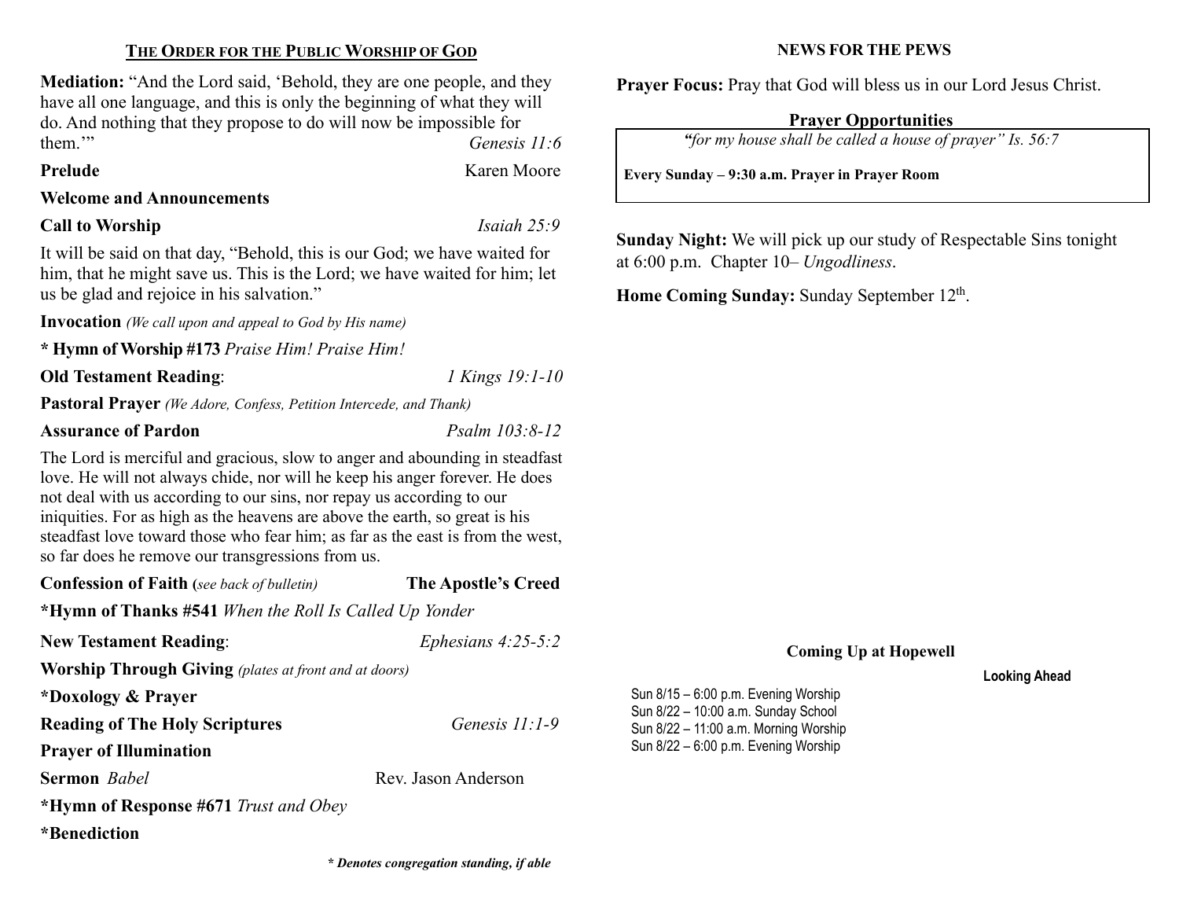## THE ORDER FOR THE PUBLIC WORSHIP OF GOD

**Mediation:** "And the Lord said, 'Behold, they are one people, and they have all one language, and this is only the beginning of what they will do. And nothing that they propose to do will now be impossible for them.'" *Genesis 11:6*

**Prelude** Karen Moore

**Welcome and Announcements**

**Call to Worship** *Isaiah 25:9*

It will be said on that day, "Behold, this is our God; we have waited for him, that he might save us. This is the Lord; we have waited for him; let us be glad and rejoice in his salvation."

**Invocation** *(We call upon and appeal to God by His name)*

**\* Hymn of Worship #173** *Praise Him! Praise Him!*

**Old Testament Reading**: *1 Kings 19:1-10*

**Pastoral Prayer** *(We Adore, Confess, Petition Intercede, and Thank)*

**Assurance of Pardon** *Psalm 103:8-12*

The Lord is merciful and gracious, slow to anger and abounding in steadfast love. He will not always chide, nor will he keep his anger forever. He does not deal with us according to our sins, nor repay us according to our iniquities. For as high as the heavens are above the earth, so great is his steadfast love toward those who fear him; as far as the east is from the west, so far does he remove our transgressions from us.

**Confession of Faith (***see back of bulletin)* **The Apostle's Creed**

**\*Hymn of Thanks #541** *When the Roll Is Called Up Yonder*

**New Testament Reading**: *Ephesians 4:25-5:2*

**Worship Through Giving** *(plates at front and at doors)*

**\*Doxology & Prayer**

**Reading of The Holy Scriptures** *Genesis 11:1-9*

**Prayer of Illumination**

**Sermon** *Babel* Rev. Jason Anderson

**\*Hymn of Response #671** *Trust and Obey*

**\*Benediction**

***\* Denotes congregation standing, if able***

## NEWS FOR THE PEWS

**Prayer Focus:** Pray that God will bless us in our Lord Jesus Christ.

### Prayer Opportunities

*"for my house shall be called a house of prayer" Is. 56:7*

**Every Sunday – 9:30 a.m. Prayer in Prayer Room**

**Sunday Night:** We will pick up our study of Respectable Sins tonight at 6:00 p.m. Chapter 10– *Ungodliness*.

**Home Coming Sunday:** Sunday September 12th.

### Coming Up at Hopewell

**Looking Ahead**

Sun 8/15 – 6:00 p.m. Evening Worship
Sun 8/22 – 10:00 a.m. Sunday School
Sun 8/22 – 11:00 a.m. Morning Worship
Sun 8/22 – 6:00 p.m. Evening Worship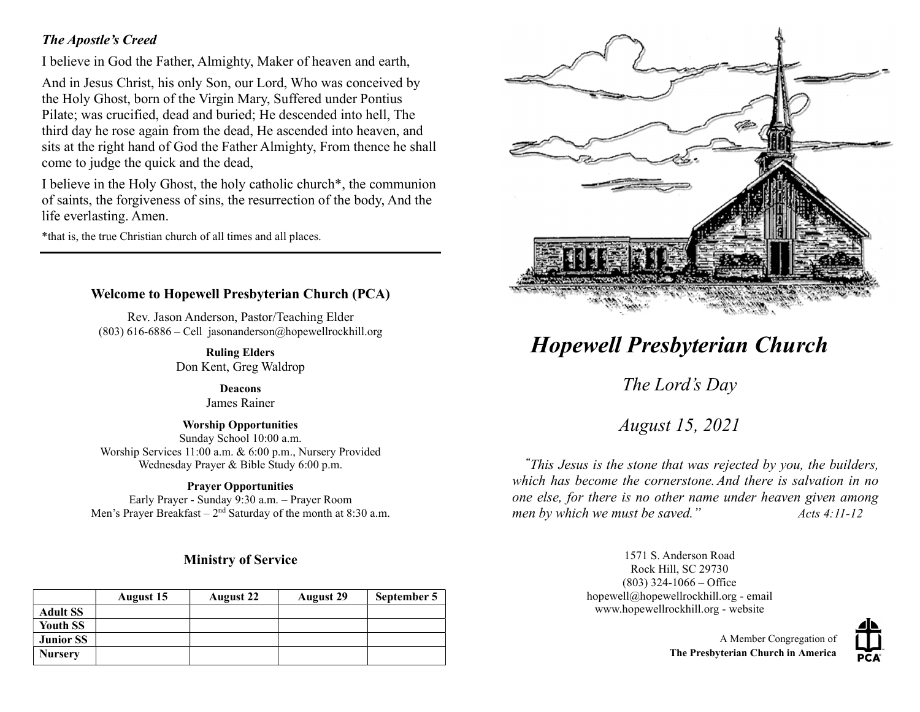*The Apostle's Creed*

I believe in God the Father, Almighty, Maker of heaven and earth,

And in Jesus Christ, his only Son, our Lord, Who was conceived by the Holy Ghost, born of the Virgin Mary, Suffered under Pontius Pilate; was crucified, dead and buried; He descended into hell, The third day he rose again from the dead, He ascended into heaven, and sits at the right hand of God the Father Almighty, From thence he shall come to judge the quick and the dead,

I believe in the Holy Ghost, the holy catholic church*, the communion of saints, the forgiveness of sins, the resurrection of the body, And the life everlasting. Amen.

*that is, the true Christian church of all times and all places.

---

**Welcome to Hopewell Presbyterian Church (PCA)**

Rev. Jason Anderson, Pastor/Teaching Elder
(803) 616-6886 – Cell jasonanderson@hopewellrockhill.org

**Ruling Elders**
Don Kent, Greg Waldrop

**Deacons**
James Rainer

**Worship Opportunities**
Sunday School 10:00 a.m.
Worship Services 11:00 a.m. & 6:00 p.m., Nursery Provided
Wednesday Prayer & Bible Study 6:00 p.m.

**Prayer Opportunities**
Early Prayer - Sunday 9:30 a.m. – Prayer Room
Men's Prayer Breakfast – 2nd Saturday of the month at 8:30 a.m.

**Ministry of Service**

| | August 15 | August 22 | August 29 | September 5 |
|---|---|---|---|---|
| **Adult SS** | | | | |
| **Youth SS** | | | | |
| **Junior SS** | | | | |
| **Nursery** | | | | |

# *Hopewell Presbyterian Church*

*The Lord's Day*

*August 15, 2021*

*"This Jesus is the stone that was rejected by you, the builders, which has become the cornerstone. And there is salvation in no one else, for there is no other name under heaven given among men by which we must be saved." Acts 4:11-12*

1571 S. Anderson Road
Rock Hill, SC 29730
(803) 324-1066 – Office
hopewell@hopewellrockhill.org - email
www.hopewellrockhill.org - website

A Member Congregation of
**The Presbyterian Church in America**